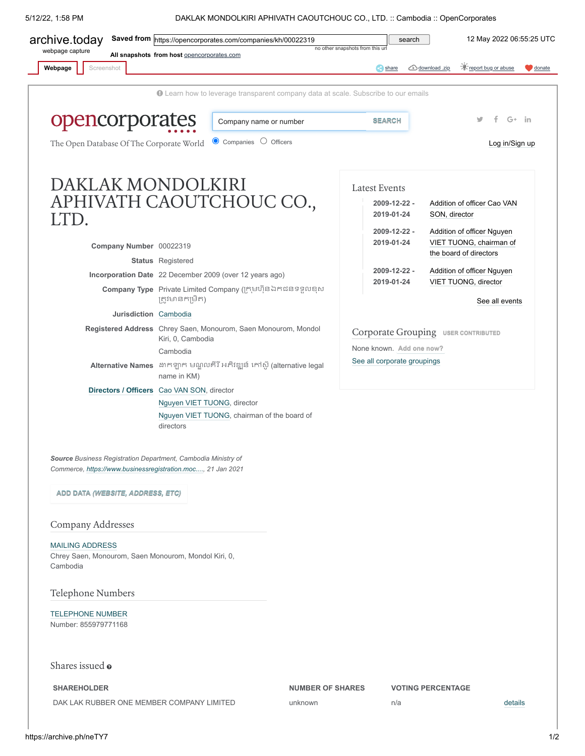archive.today webpage capture | Saved from https://opencorporates.com/companies/kh/00022319 | 12 May 2022 06:55:25 UTC

All snapshots from host opencorporates.com

Learn how to leverage transparent company data at scale. Subscribe to our emails

**opencorporates**
The Open Database Of The Corporate World

# DAKLAK MONDOLKIRI APHIVATH CAOUTCHOUC CO., LTD.

| | |
|---|---|
| **Company Number** | 00022319 |
| **Status** | Registered |
| **Incorporation Date** | 22 December 2009 (over 12 years ago) |
| **Company Type** | Private Limited Company (ក្រុមហ៊ុនឯកជនទទួលខុសត្រូវមានកម្រិត) |
| **Jurisdiction** | Cambodia |
| **Registered Address** | Chrey Saen, Monourom, Saen Monourom, Mondol Kiri, 0, Cambodia<br>Cambodia |
| **Alternative Names** | ដាកឡាក មណ្ឌលគិរី អភិវឌ្ឍន៍ កៅស៊ូ (alternative legal name in KM) |
| **Directors / Officers** | Cao VAN SON, director<br>Nguyen VIET TUONG, director<br>Nguyen VIET TUONG, chairman of the board of directors |

*Source* *Business Registration Department, Cambodia Ministry of Commerce, https://www.businessregistration.moc...., 21 Jan 2021*

ADD DATA (WEBSITE, ADDRESS, ETC)

## Latest Events

- **2009-12-22 - 2019-01-24** Addition of officer Cao VAN SON, director
- **2009-12-22 - 2019-01-24** Addition of officer Nguyen VIET TUONG, chairman of the board of directors
- **2009-12-22 - 2019-01-24** Addition of officer Nguyen VIET TUONG, director

See all events

## Corporate Grouping USER CONTRIBUTED

None known. Add one now?

See all corporate groupings

## Company Addresses

MAILING ADDRESS
Chrey Saen, Monourom, Saen Monourom, Mondol Kiri, 0, Cambodia

## Telephone Numbers

TELEPHONE NUMBER
Number: 855979771168

## Shares issued

| SHAREHOLDER | NUMBER OF SHARES | VOTING PERCENTAGE | |
|---|---|---|---|
| DAK LAK RUBBER ONE MEMBER COMPANY LIMITED | unknown | n/a | details |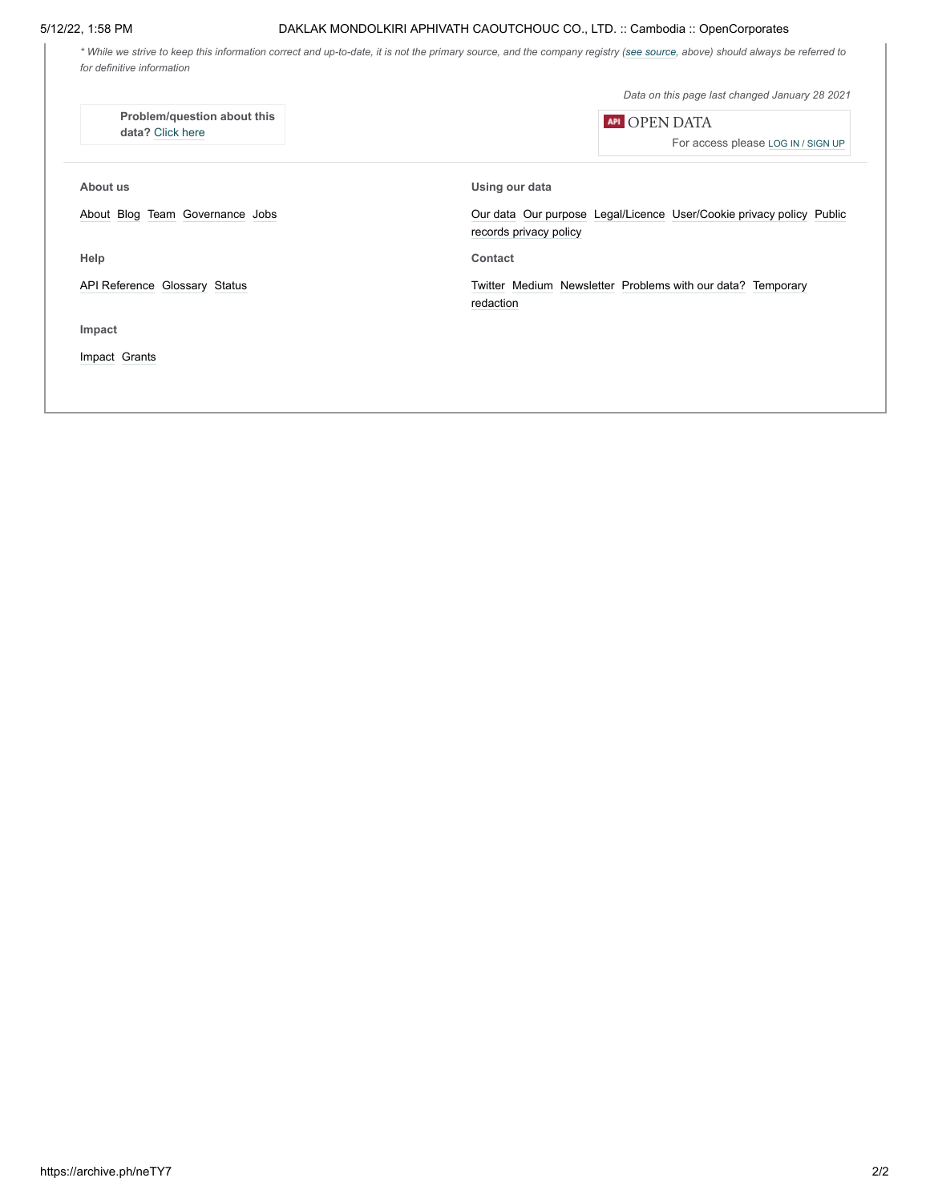*\* While we strive to keep this information correct and up-to-date, it is not the primary source, and the company registry (see source, above) should always be referred to for definitive information*

*Data on this page last changed January 28 2021*

**Problem/question about this data?** Click here

API OPEN DATA

For access please LOG IN / SIGN UP

**About us**

About Blog Team Governance Jobs

**Using our data**

Our data Our purpose Legal/Licence User/Cookie privacy policy Public records privacy policy

**Help**

API Reference Glossary Status

**Contact**

Twitter Medium Newsletter Problems with our data? Temporary redaction

**Impact**

Impact Grants